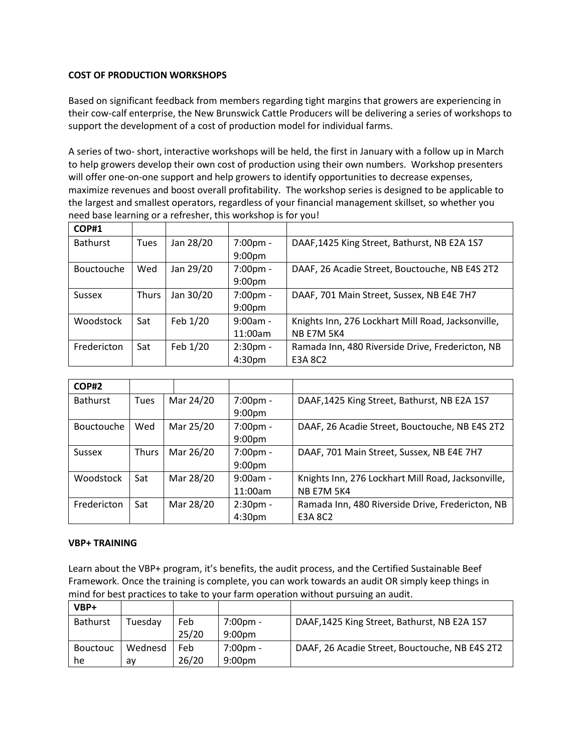**COST OF PRODUCTION WORKSHOPS**

Based on significant feedback from members regarding tight margins that growers are experiencing in their cow-calf enterprise, the New Brunswick Cattle Producers will be delivering a series of workshops to support the development of a cost of production model for individual farms.

A series of two- short, interactive workshops will be held, the first in January with a follow up in March to help growers develop their own cost of production using their own numbers. Workshop presenters will offer one-on-one support and help growers to identify opportunities to decrease expenses, maximize revenues and boost overall profitability. The workshop series is designed to be applicable to the largest and smallest operators, regardless of your financial management skillset, so whether you need base learning or a refresher, this workshop is for you!

| **COP#1** | | | | |
|---|---|---|---|---|
| Bathurst | Tues | Jan 28/20 | 7:00pm - 9:00pm | DAAF,1425 King Street, Bathurst, NB E2A 1S7 |
| Bouctouche | Wed | Jan 29/20 | 7:00pm - 9:00pm | DAAF, 26 Acadie Street, Bouctouche, NB E4S 2T2 |
| Sussex | Thurs | Jan 30/20 | 7:00pm - 9:00pm | DAAF, 701 Main Street, Sussex, NB E4E 7H7 |
| Woodstock | Sat | Feb 1/20 | 9:00am - 11:00am | Knights Inn, 276 Lockhart Mill Road, Jacksonville, NB E7M 5K4 |
| Fredericton | Sat | Feb 1/20 | 2:30pm - 4:30pm | Ramada Inn, 480 Riverside Drive, Fredericton, NB E3A 8C2 |

| **COP#2** | | | | |
|---|---|---|---|---|
| Bathurst | Tues | Mar 24/20 | 7:00pm - 9:00pm | DAAF,1425 King Street, Bathurst, NB E2A 1S7 |
| Bouctouche | Wed | Mar 25/20 | 7:00pm - 9:00pm | DAAF, 26 Acadie Street, Bouctouche, NB E4S 2T2 |
| Sussex | Thurs | Mar 26/20 | 7:00pm - 9:00pm | DAAF, 701 Main Street, Sussex, NB E4E 7H7 |
| Woodstock | Sat | Mar 28/20 | 9:00am - 11:00am | Knights Inn, 276 Lockhart Mill Road, Jacksonville, NB E7M 5K4 |
| Fredericton | Sat | Mar 28/20 | 2:30pm - 4:30pm | Ramada Inn, 480 Riverside Drive, Fredericton, NB E3A 8C2 |

**VBP+ TRAINING**

Learn about the VBP+ program, it's benefits, the audit process, and the Certified Sustainable Beef Framework. Once the training is complete, you can work towards an audit OR simply keep things in mind for best practices to take to your farm operation without pursuing an audit.

| **VBP+** | | | | |
|---|---|---|---|---|
| Bathurst | Tuesday | Feb 25/20 | 7:00pm - 9:00pm | DAAF,1425 King Street, Bathurst, NB E2A 1S7 |
| Bouctouche | Wednesday | Feb 26/20 | 7:00pm - 9:00pm | DAAF, 26 Acadie Street, Bouctouche, NB E4S 2T2 |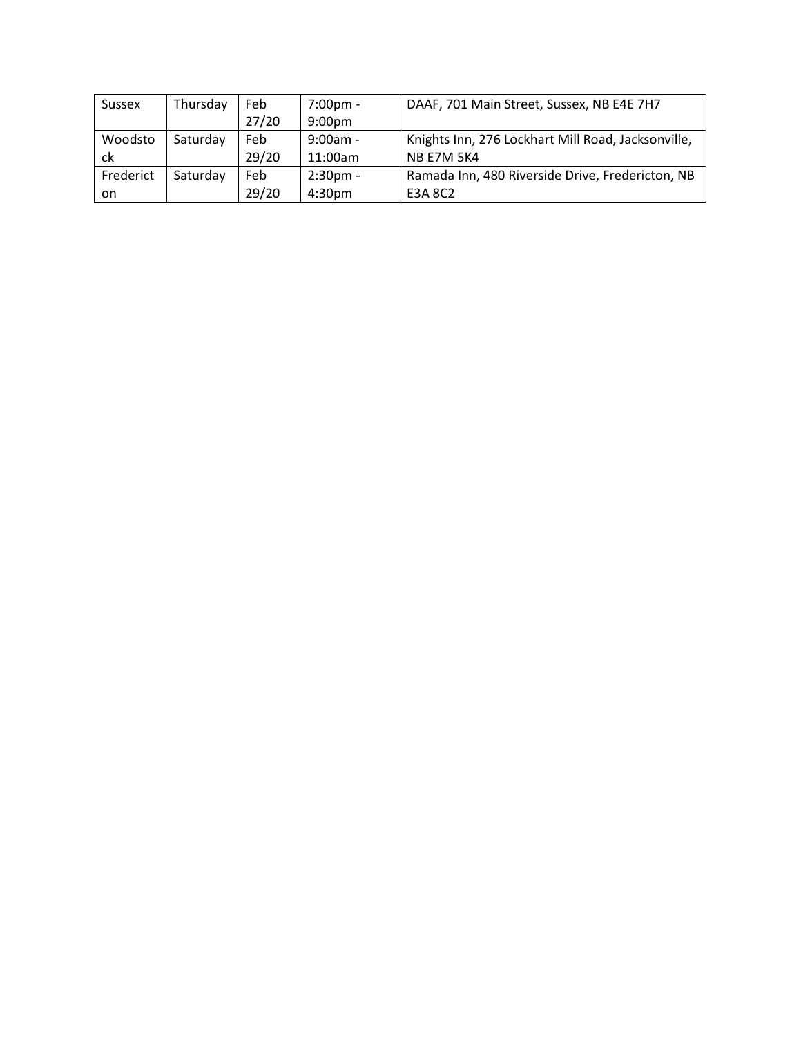| | | | | |
|---|---|---|---|---|
| Sussex | Thursday | Feb 27/20 | 7:00pm - 9:00pm | DAAF, 701 Main Street, Sussex, NB E4E 7H7 |
| Woodstock | Saturday | Feb 29/20 | 9:00am - 11:00am | Knights Inn, 276 Lockhart Mill Road, Jacksonville, NB E7M 5K4 |
| Fredericton | Saturday | Feb 29/20 | 2:30pm - 4:30pm | Ramada Inn, 480 Riverside Drive, Fredericton, NB E3A 8C2 |